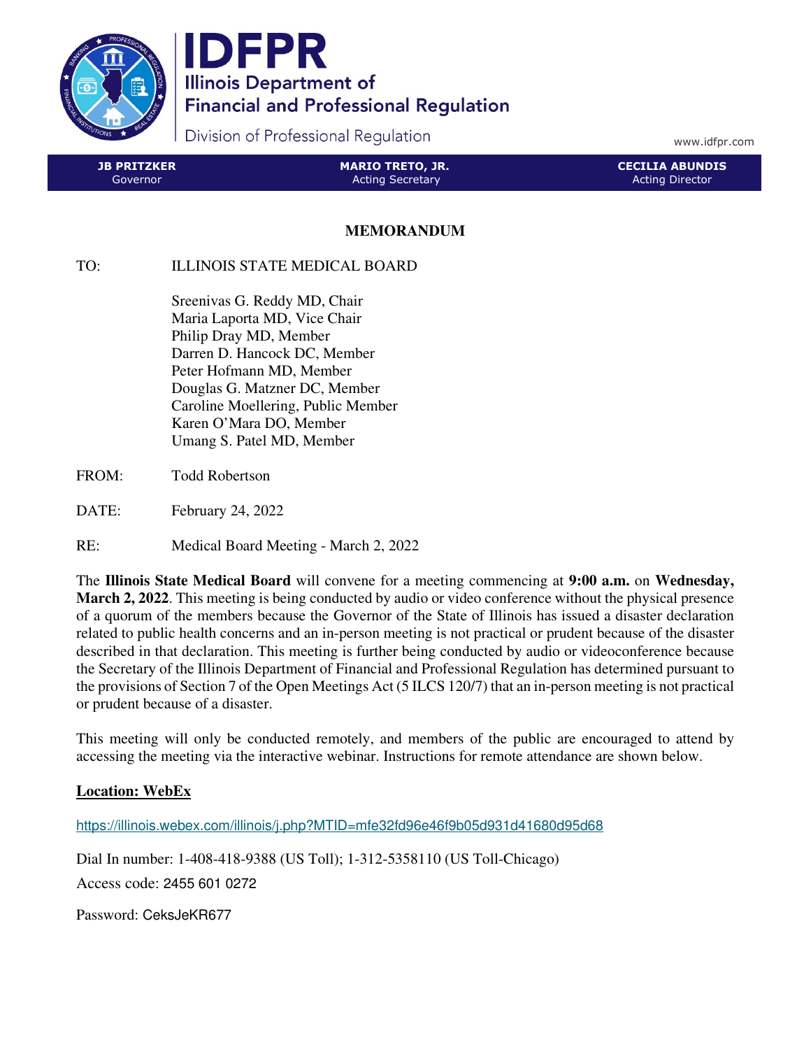**IDFPR**
**Illinois Department of Financial and Professional Regulation**
Division of Professional Regulation

www.idfpr.com

| JB PRITZKER | MARIO TRETO, JR. | CECILIA ABUNDIS |
|---|---|---|
| Governor | Acting Secretary | Acting Director |

# MEMORANDUM

TO: ILLINOIS STATE MEDICAL BOARD

Sreenivas G. Reddy MD, Chair
Maria Laporta MD, Vice Chair
Philip Dray MD, Member
Darren D. Hancock DC, Member
Peter Hofmann MD, Member
Douglas G. Matzner DC, Member
Caroline Moellering, Public Member
Karen O'Mara DO, Member
Umang S. Patel MD, Member

FROM: Todd Robertson

DATE: February 24, 2022

RE: Medical Board Meeting - March 2, 2022

The **Illinois State Medical Board** will convene for a meeting commencing at **9:00 a.m.** on **Wednesday, March 2, 2022**. This meeting is being conducted by audio or video conference without the physical presence of a quorum of the members because the Governor of the State of Illinois has issued a disaster declaration related to public health concerns and an in-person meeting is not practical or prudent because of the disaster described in that declaration. This meeting is further being conducted by audio or videoconference because the Secretary of the Illinois Department of Financial and Professional Regulation has determined pursuant to the provisions of Section 7 of the Open Meetings Act (5 ILCS 120/7) that an in-person meeting is not practical or prudent because of a disaster.

This meeting will only be conducted remotely, and members of the public are encouraged to attend by accessing the meeting via the interactive webinar. Instructions for remote attendance are shown below.

**Location: WebEx**

https://illinois.webex.com/illinois/j.php?MTID=mfe32fd96e46f9b05d931d41680d95d68

Dial In number: 1-408-418-9388 (US Toll); 1-312-5358110 (US Toll-Chicago)

Access code: 2455 601 0272

Password: CeksJeKR677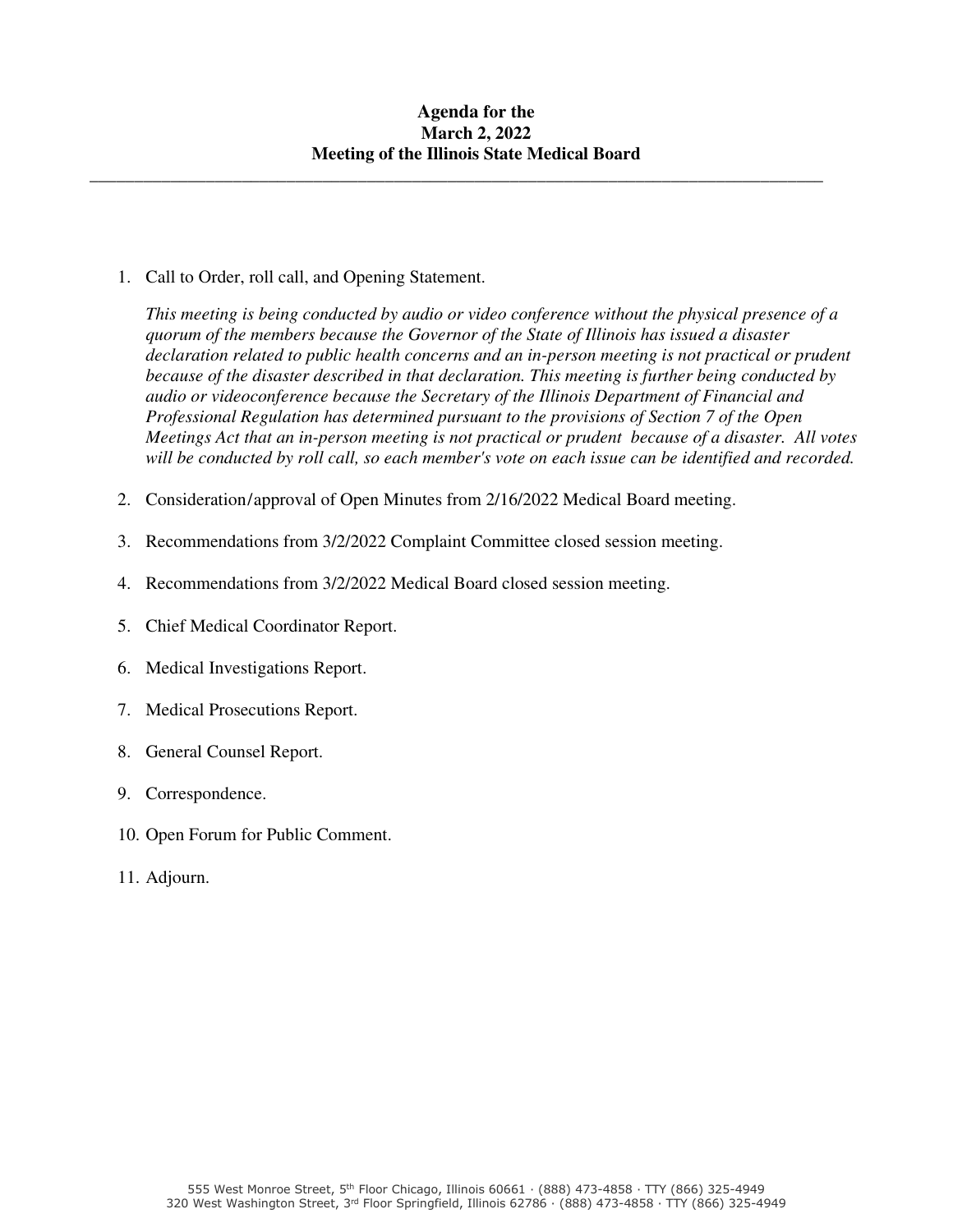**Agenda for the**
**March 2, 2022**
**Meeting of the Illinois State Medical Board**

---

1. Call to Order, roll call, and Opening Statement.

   *This meeting is being conducted by audio or video conference without the physical presence of a quorum of the members because the Governor of the State of Illinois has issued a disaster declaration related to public health concerns and an in-person meeting is not practical or prudent because of the disaster described in that declaration. This meeting is further being conducted by audio or videoconference because the Secretary of the Illinois Department of Financial and Professional Regulation has determined pursuant to the provisions of Section 7 of the Open Meetings Act that an in-person meeting is not practical or prudent because of a disaster. All votes will be conducted by roll call, so each member's vote on each issue can be identified and recorded.*

2. Consideration/approval of Open Minutes from 2/16/2022 Medical Board meeting.

3. Recommendations from 3/2/2022 Complaint Committee closed session meeting.

4. Recommendations from 3/2/2022 Medical Board closed session meeting.

5. Chief Medical Coordinator Report.

6. Medical Investigations Report.

7. Medical Prosecutions Report.

8. General Counsel Report.

9. Correspondence.

10. Open Forum for Public Comment.

11. Adjourn.